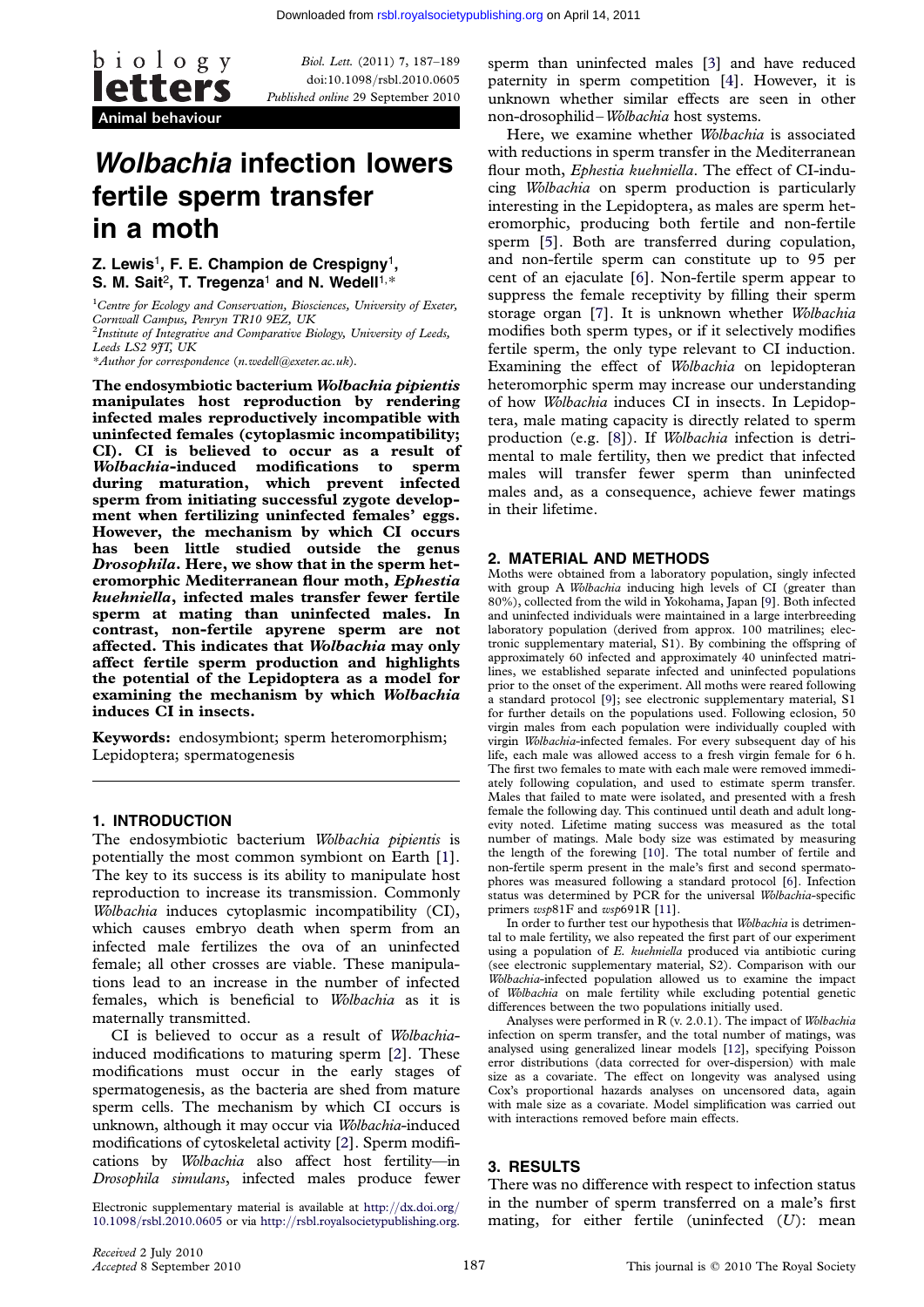Animal behaviour

# *Wolbachia* infection lowers fertile sperm transfer in a moth

**Z. Lewis[1], F. E. Champion de Crespigny[1], S. M. Sait[2], T. Tregenza[1] and N. Wedell[1,*]**

[1]*Centre for Ecology and Conservation, Biosciences, University of Exeter, Cornwall Campus, Penryn TR10 9EZ, UK*
[2]*Institute of Integrative and Comparative Biology, University of Leeds, Leeds LS2 9JT, UK*
*Author for correspondence (n.wedell@exeter.ac.uk).

**The endosymbiotic bacterium *Wolbachia pipientis* manipulates host reproduction by rendering infected males reproductively incompatible with uninfected females (cytoplasmic incompatibility; CI). CI is believed to occur as a result of *Wolbachia*-induced modifications to sperm during maturation, which prevent infected sperm from initiating successful zygote development when fertilizing uninfected females' eggs. However, the mechanism by which CI occurs has been little studied outside the genus *Drosophila*. Here, we show that in the sperm heteromorphic Mediterranean flour moth, *Ephestia kuehniella*, infected males transfer fewer fertile sperm at mating than uninfected males. In contrast, non-fertile apyrene sperm are not affected. This indicates that *Wolbachia* may only affect fertile sperm production and highlights the potential of the Lepidoptera as a model for examining the mechanism by which *Wolbachia* induces CI in insects.**

**Keywords:** endosymbiont; sperm heteromorphism; Lepidoptera; spermatogenesis

## 1. INTRODUCTION

The endosymbiotic bacterium *Wolbachia pipientis* is potentially the most common symbiont on Earth [1]. The key to its success is its ability to manipulate host reproduction to increase its transmission. Commonly *Wolbachia* induces cytoplasmic incompatibility (CI), which causes embryo death when sperm from an infected male fertilizes the ova of an uninfected female; all other crosses are viable. These manipulations lead to an increase in the number of infected females, which is beneficial to *Wolbachia* as it is maternally transmitted.

CI is believed to occur as a result of *Wolbachia*-induced modifications to maturing sperm [2]. These modifications must occur in the early stages of spermatogenesis, as the bacteria are shed from mature sperm cells. The mechanism by which CI occurs is unknown, although it may occur via *Wolbachia*-induced modifications of cytoskeletal activity [2]. Sperm modifications by *Wolbachia* also affect host fertility—in *Drosophila simulans*, infected males produce fewer sperm than uninfected males [3] and have reduced paternity in sperm competition [4]. However, it is unknown whether similar effects are seen in other non-drosophilid–*Wolbachia* host systems.

Here, we examine whether *Wolbachia* is associated with reductions in sperm transfer in the Mediterranean flour moth, *Ephestia kuehniella*. The effect of CI-inducing *Wolbachia* on sperm production is particularly interesting in the Lepidoptera, as males are sperm heteromorphic, producing both fertile and non-fertile sperm [5]. Both are transferred during copulation, and non-fertile sperm can constitute up to 95 per cent of an ejaculate [6]. Non-fertile sperm appear to suppress the female receptivity by filling their sperm storage organ [7]. It is unknown whether *Wolbachia* modifies both sperm types, or if it selectively modifies fertile sperm, the only type relevant to CI induction. Examining the effect of *Wolbachia* on lepidopteran heteromorphic sperm may increase our understanding of how *Wolbachia* induces CI in insects. In Lepidoptera, male mating capacity is directly related to sperm production (e.g. [8]). If *Wolbachia* infection is detrimental to male fertility, then we predict that infected males will transfer fewer sperm than uninfected males and, as a consequence, achieve fewer matings in their lifetime.

## 2. MATERIAL AND METHODS

Moths were obtained from a laboratory population, singly infected with group A *Wolbachia* inducing high levels of CI (greater than 80%), collected from the wild in Yokohama, Japan [9]. Both infected and uninfected individuals were maintained in a large interbreeding laboratory population (derived from approx. 100 matrilines; electronic supplementary material, S1). By combining the offspring of approximately 60 infected and approximately 40 uninfected matrilines, we established separate infected and uninfected populations prior to the onset of the experiment. All moths were reared following a standard protocol [9]; see electronic supplementary material, S1 for further details on the populations used. Following eclosion, 50 virgin males from each population were individually coupled with virgin *Wolbachia*-infected females. For every subsequent day of his life, each male was allowed access to a fresh virgin female for 6 h. The first two females to mate with each male were removed immediately following copulation, and used to estimate sperm transfer. Males that failed to mate were isolated, and presented with a fresh female the following day. This continued until death and adult longevity noted. Lifetime mating success was measured as the total number of matings. Male body size was estimated by measuring the length of the forewing [10]. The total number of fertile and non-fertile sperm present in the male's first and second spermatophores was measured following a standard protocol [6]. Infection status was determined by PCR for the universal *Wolbachia*-specific primers *wsp*81F and *wsp*691R [11].

In order to further test our hypothesis that *Wolbachia* is detrimental to male fertility, we also repeated the first part of our experiment using a population of *E. kuehniella* produced via antibiotic curing (see electronic supplementary material, S2). Comparison with our *Wolbachia*-infected population allowed us to examine the impact of *Wolbachia* on male fertility while excluding potential genetic differences between the two populations initially used.

Analyses were performed in R (v. 2.0.1). The impact of *Wolbachia* infection on sperm transfer, and the total number of matings, was analysed using generalized linear models [12], specifying Poisson error distributions (data corrected for over-dispersion) with male size as a covariate. The effect on longevity was analysed using Cox's proportional hazards analyses on uncensored data, again with male size as a covariate. Model simplification was carried out with interactions removed before main effects.

## 3. RESULTS

There was no difference with respect to infection status in the number of sperm transferred on a male's first mating, for either fertile (uninfected ($U$): mean

Electronic supplementary material is available at http://dx.doi.org/10.1098/rsbl.2010.0605 or via http://rsbl.royalsocietypublishing.org.

Received 2 July 2010
Accepted 8 September 2010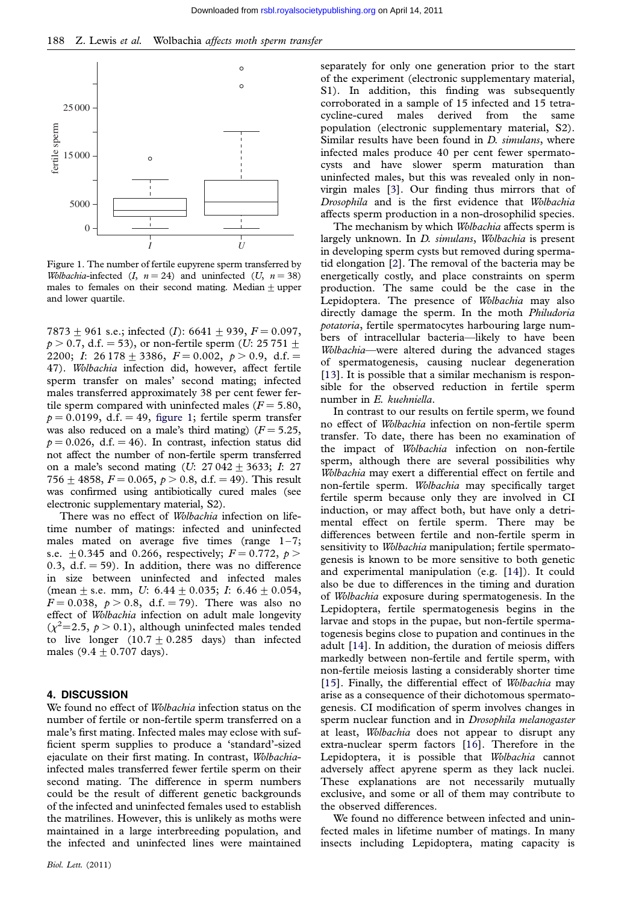Figure 1. The number of fertile eupyrene sperm transferred by *Wolbachia*-infected (*I*, $n = 24$) and uninfected (*U*, $n = 38$) males to females on their second mating. Median ± upper and lower quartile.

7873 ± 961 s.e.; infected (*I*): 6641 ± 939, $F = 0.097$, $p > 0.7$, d.f. $= 53$), or non-fertile sperm (*U*: 25 751 ± 2200; *I*: 26 178 ± 3386, $F = 0.002$, $p > 0.9$, d.f. $=$ 47). *Wolbachia* infection did, however, affect fertile sperm transfer on males' second mating; infected males transferred approximately 38 per cent fewer fertile sperm compared with uninfected males ($F = 5.80$, $p = 0.0199$, d.f. $= 49$, figure 1; fertile sperm transfer was also reduced on a male's third mating) ($F = 5.25$, $p = 0.026$, d.f. $= 46$). In contrast, infection status did not affect the number of non-fertile sperm transferred on a male's second mating (*U*: 27 042 ± 3633; *I*: 27 756 ± 4858, $F = 0.065$, $p > 0.8$, d.f. $= 49$). This result was confirmed using antibiotically cured males (see electronic supplementary material, S2).

There was no effect of *Wolbachia* infection on lifetime number of matings: infected and uninfected males mated on average five times (range 1–7; s.e. ±0.345 and 0.266, respectively; $F = 0.772$, $p >$ 0.3, d.f. $= 59$). In addition, there was no difference in size between uninfected and infected males (mean ± s.e. mm, *U*: 6.44 ± 0.035; *I*: 6.46 ± 0.054, $F = 0.038$, $p > 0.8$, d.f. $= 79$). There was also no effect of *Wolbachia* infection on adult male longevity ($\chi^2 = 2.5$, $p > 0.1$), although uninfected males tended to live longer (10.7 ± 0.285 days) than infected males (9.4 ± 0.707 days).

## 4. DISCUSSION

We found no effect of *Wolbachia* infection status on the number of fertile or non-fertile sperm transferred on a male's first mating. Infected males may eclose with sufficient sperm supplies to produce a 'standard'-sized ejaculate on their first mating. In contrast, *Wolbachia*-infected males transferred fewer fertile sperm on their second mating. The difference in sperm numbers could be the result of different genetic backgrounds of the infected and uninfected females used to establish the matrilines. However, this is unlikely as moths were maintained in a large interbreeding population, and the infected and uninfected lines were maintained separately for only one generation prior to the start of the experiment (electronic supplementary material, S1). In addition, this finding was subsequently corroborated in a sample of 15 infected and 15 tetracycline-cured males derived from the same population (electronic supplementary material, S2). Similar results have been found in *D. simulans*, where infected males produce 40 per cent fewer spermatocysts and have slower sperm maturation than uninfected males, but this was revealed only in non-virgin males [3]. Our finding thus mirrors that of *Drosophila* and is the first evidence that *Wolbachia* affects sperm production in a non-drosophilid species.

The mechanism by which *Wolbachia* affects sperm is largely unknown. In *D. simulans*, *Wolbachia* is present in developing sperm cysts but removed during spermatid elongation [2]. The removal of the bacteria may be energetically costly, and place constraints on sperm production. The same could be the case in the Lepidoptera. The presence of *Wolbachia* may also directly damage the sperm. In the moth *Philudoria potatoria*, fertile spermatocytes harbouring large numbers of intracellular bacteria—likely to have been *Wolbachia*—were altered during the advanced stages of spermatogenesis, causing nuclear degeneration [13]. It is possible that a similar mechanism is responsible for the observed reduction in fertile sperm number in *E. kuehniella*.

In contrast to our results on fertile sperm, we found no effect of *Wolbachia* infection on non-fertile sperm transfer. To date, there has been no examination of the impact of *Wolbachia* infection on non-fertile sperm, although there are several possibilities why *Wolbachia* may exert a differential effect on fertile and non-fertile sperm. *Wolbachia* may specifically target fertile sperm because only they are involved in CI induction, or may affect both, but have only a detrimental effect on fertile sperm. There may be differences between fertile and non-fertile sperm in sensitivity to *Wolbachia* manipulation; fertile spermatogenesis is known to be more sensitive to both genetic and experimental manipulation (e.g. [14]). It could also be due to differences in the timing and duration of *Wolbachia* exposure during spermatogenesis. In the Lepidoptera, fertile spermatogenesis begins in the larvae and stops in the pupae, but non-fertile spermatogenesis begins close to pupation and continues in the adult [14]. In addition, the duration of meiosis differs markedly between non-fertile and fertile sperm, with non-fertile meiosis lasting a considerably shorter time [15]. Finally, the differential effect of *Wolbachia* may arise as a consequence of their dichotomous spermatogenesis. CI modification of sperm involves changes in sperm nuclear function and in *Drosophila melanogaster* at least, *Wolbachia* does not appear to disrupt any extra-nuclear sperm factors [16]. Therefore in the Lepidoptera, it is possible that *Wolbachia* cannot adversely affect apyrene sperm as they lack nuclei. These explanations are not necessarily mutually exclusive, and some or all of them may contribute to the observed differences.

We found no difference between infected and uninfected males in lifetime number of matings. In many insects including Lepidoptera, mating capacity is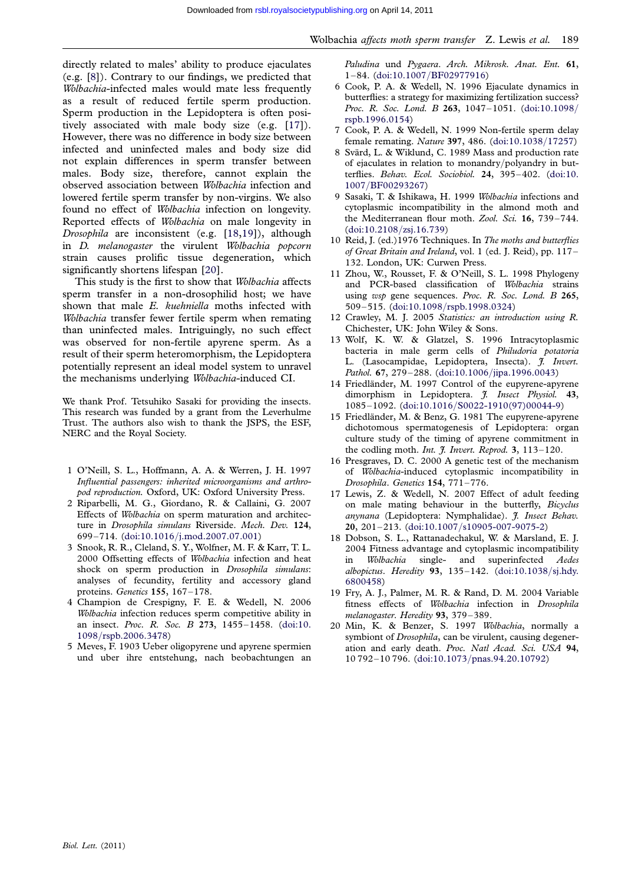directly related to males' ability to produce ejaculates (e.g. [8]). Contrary to our findings, we predicted that *Wolbachia*-infected males would mate less frequently as a result of reduced fertile sperm production. Sperm production in the Lepidoptera is often positively associated with male body size (e.g. [17]). However, there was no difference in body size between infected and uninfected males and body size did not explain differences in sperm transfer between males. Body size, therefore, cannot explain the observed association between *Wolbachia* infection and lowered fertile sperm transfer by non-virgins. We also found no effect of *Wolbachia* infection on longevity. Reported effects of *Wolbachia* on male longevity in *Drosophila* are inconsistent (e.g. [18,19]), although in *D. melanogaster* the virulent *Wolbachia popcorn* strain causes prolific tissue degeneration, which significantly shortens lifespan [20].

This study is the first to show that *Wolbachia* affects sperm transfer in a non-drosophilid host; we have shown that male *E. kuehniella* moths infected with *Wolbachia* transfer fewer fertile sperm when remating than uninfected males. Intriguingly, no such effect was observed for non-fertile apyrene sperm. As a result of their sperm heteromorphism, the Lepidoptera potentially represent an ideal model system to unravel the mechanisms underlying *Wolbachia*-induced CI.

We thank Prof. Tetsuhiko Sasaki for providing the insects. This research was funded by a grant from the Leverhulme Trust. The authors also wish to thank the JSPS, the ESF, NERC and the Royal Society.

1 O'Neill, S. L., Hoffmann, A. A. & Werren, J. H. 1997 *Influential passengers: inherited microorganisms and arthropod reproduction.* Oxford, UK: Oxford University Press.

2 Riparbelli, M. G., Giordano, R. & Callaini, G. 2007 Effects of *Wolbachia* on sperm maturation and architecture in *Drosophila simulans* Riverside. *Mech. Dev.* **124**, 699–714. (doi:10.1016/j.mod.2007.07.001)

3 Snook, R. R., Cleland, S. Y., Wolfner, M. F. & Karr, T. L. 2000 Offsetting effects of *Wolbachia* infection and heat shock on sperm production in *Drosophila simulans*: analyses of fecundity, fertility and accessory gland proteins. *Genetics* **155**, 167–178.

4 Champion de Crespigny, F. E. & Wedell, N. 2006 *Wolbachia* infection reduces sperm competitive ability in an insect. *Proc. R. Soc. B* **273**, 1455–1458. (doi:10.1098/rspb.2006.3478)

5 Meves, F. 1903 Ueber oligopyrene und apyrene spermien und uber ihre entstehung, nach beobachtungen an *Paludina* und *Pygaera*. *Arch. Mikrosk. Anat. Ent.* **61**, 1–84. (doi:10.1007/BF02977916)

6 Cook, P. A. & Wedell, N. 1996 Ejaculate dynamics in butterflies: a strategy for maximizing fertilization success? *Proc. R. Soc. Lond. B* **263**, 1047–1051. (doi:10.1098/rspb.1996.0154)

7 Cook, P. A. & Wedell, N. 1999 Non-fertile sperm delay female remating. *Nature* **397**, 486. (doi:10.1038/17257)

8 Svärd, L. & Wiklund, C. 1989 Mass and production rate of ejaculates in relation to monandry/polyandry in butterflies. *Behav. Ecol. Sociobiol.* **24**, 395–402. (doi:10.1007/BF00293267)

9 Sasaki, T. & Ishikawa, H. 1999 *Wolbachia* infections and cytoplasmic incompatibility in the almond moth and the Mediterranean flour moth. *Zool. Sci.* **16**, 739–744. (doi:10.2108/zsj.16.739)

10 Reid, J. (ed.)1976 Techniques. In *The moths and butterflies of Great Britain and Ireland*, vol. 1 (ed. J. Reid), pp. 117–132. London, UK: Curwen Press.

11 Zhou, W., Rousset, F. & O'Neill, S. L. 1998 Phylogeny and PCR-based classification of *Wolbachia* strains using *wsp* gene sequences. *Proc. R. Soc. Lond. B* **265**, 509–515. (doi:10.1098/rspb.1998.0324)

12 Crawley, M. J. 2005 *Statistics: an introduction using R.* Chichester, UK: John Wiley & Sons.

13 Wolf, K. W. & Glatzel, S. 1996 Intracytoplasmic bacteria in male germ cells of *Philudoria potatoria* L. (Lasocampidae, Lepidoptera, Insecta). *J. Invert. Pathol.* **67**, 279–288. (doi:10.1006/jipa.1996.0043)

14 Friedländer, M. 1997 Control of the eupyrene-apyrene dimorphism in Lepidoptera. *J. Insect Physiol.* **43**, 1085–1092. (doi:10.1016/S0022-1910(97)00044-9)

15 Friedländer, M. & Benz, G. 1981 The eupyrene-apyrene dichotomous spermatogenesis of Lepidoptera: organ culture study of the timing of apyrene commitment in the codling moth. *Int. J. Invert. Reprod.* **3**, 113–120.

16 Presgraves, D. C. 2000 A genetic test of the mechanism of *Wolbachia*-induced cytoplasmic incompatibility in *Drosophila*. *Genetics* **154**, 771–776.

17 Lewis, Z. & Wedell, N. 2007 Effect of adult feeding on male mating behaviour in the butterfly, *Bicyclus anynana* (Lepidoptera: Nymphalidae). *J. Insect Behav.* **20**, 201–213. (doi:10.1007/s10905-007-9075-2)

18 Dobson, S. L., Rattanadechakul, W. & Marsland, E. J. 2004 Fitness advantage and cytoplasmic incompatibility in *Wolbachia* single- and superinfected *Aedes albopictus*. *Heredity* **93**, 135–142. (doi:10.1038/sj.hdy.6800458)

19 Fry, A. J., Palmer, M. R. & Rand, D. M. 2004 Variable fitness effects of *Wolbachia* infection in *Drosophila melanogaster*. *Heredity* **93**, 379–389.

20 Min, K. & Benzer, S. 1997 *Wolbachia*, normally a symbiont of *Drosophila*, can be virulent, causing degeneration and early death. *Proc. Natl Acad. Sci. USA* **94**, 10 792–10 796. (doi:10.1073/pnas.94.20.10792)